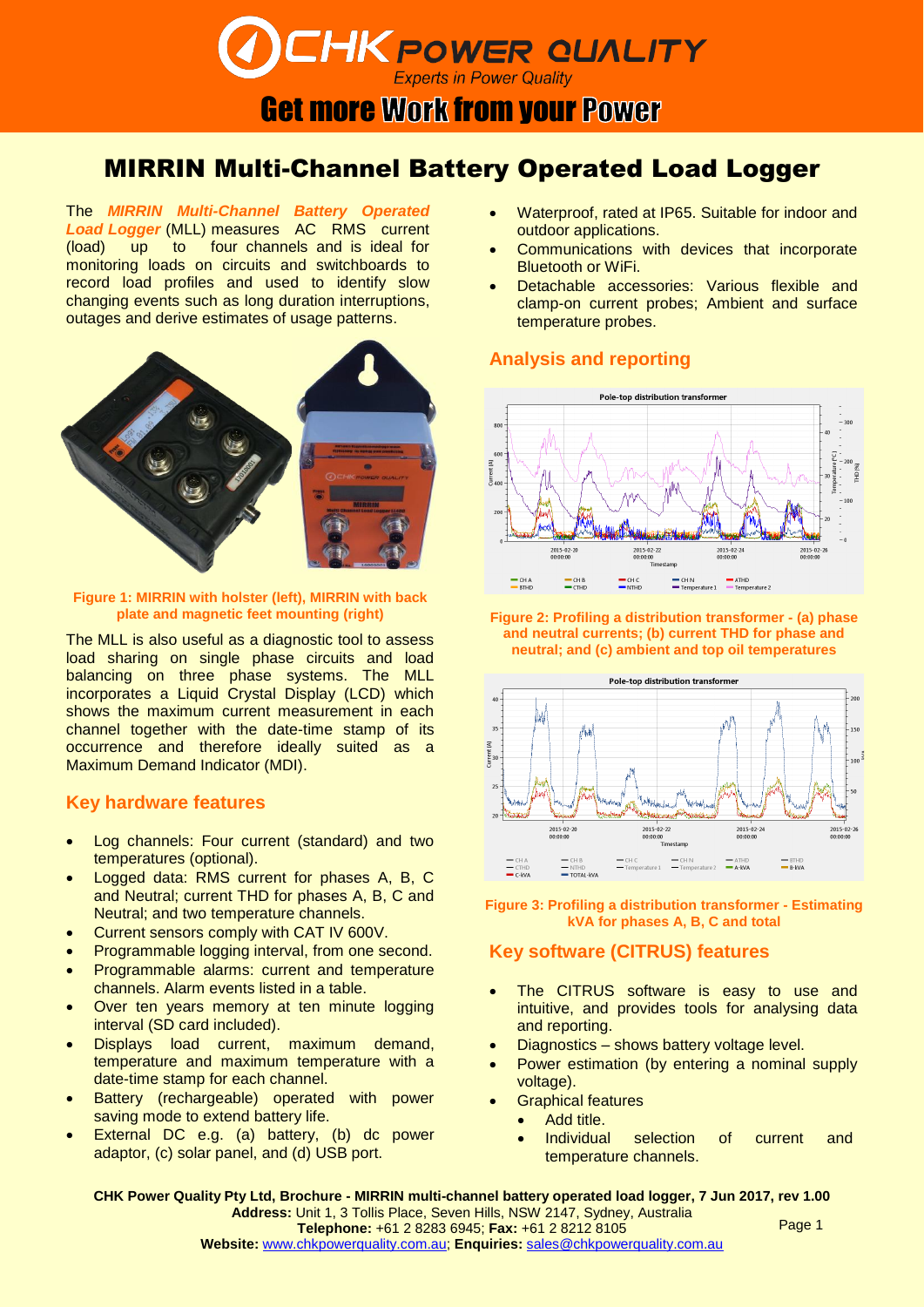# MIRRIN Multi-Channel Battery Operated Load Logger

The ***MIRRIN Multi-Channel Battery Operated Load Logger*** (MLL) measures AC RMS current (load) up to four channels and is ideal for monitoring loads on circuits and switchboards to record load profiles and used to identify slow changing events such as long duration interruptions, outages and derive estimates of usage patterns.

**Figure 1: MIRRIN with holster (left), MIRRIN with back plate and magnetic feet mounting (right)**

The MLL is also useful as a diagnostic tool to assess load sharing on single phase circuits and load balancing on three phase systems. The MLL incorporates a Liquid Crystal Display (LCD) which shows the maximum current measurement in each channel together with the date-time stamp of its occurrence and therefore ideally suited as a Maximum Demand Indicator (MDI).

## Key hardware features

- Log channels: Four current (standard) and two temperatures (optional).
- Logged data: RMS current for phases A, B, C and Neutral; current THD for phases A, B, C and Neutral; and two temperature channels.
- Current sensors comply with CAT IV 600V.
- Programmable logging interval, from one second.
- Programmable alarms: current and temperature channels. Alarm events listed in a table.
- Over ten years memory at ten minute logging interval (SD card included).
- Displays load current, maximum demand, temperature and maximum temperature with a date-time stamp for each channel.
- Battery (rechargeable) operated with power saving mode to extend battery life.
- External DC e.g. (a) battery, (b) dc power adaptor, (c) solar panel, and (d) USB port.
- Waterproof, rated at IP65. Suitable for indoor and outdoor applications.
- Communications with devices that incorporate Bluetooth or WiFi.
- Detachable accessories: Various flexible and clamp-on current probes; Ambient and surface temperature probes.

## Analysis and reporting

**Figure 2: Profiling a distribution transformer - (a) phase and neutral currents; (b) current THD for phase and neutral; and (c) ambient and top oil temperatures**

**Figure 3: Profiling a distribution transformer - Estimating kVA for phases A, B, C and total**

## Key software (CITRUS) features

- The CITRUS software is easy to use and intuitive, and provides tools for analysing data and reporting.
- Diagnostics – shows battery voltage level.
- Power estimation (by entering a nominal supply voltage).
- Graphical features
  - Add title.
  - Individual selection of current and temperature channels.

**CHK Power Quality Pty Ltd, Brochure - MIRRIN multi-channel battery operated load logger, 7 Jun 2017, rev 1.00**
**Address:** Unit 1, 3 Tollis Place, Seven Hills, NSW 2147, Sydney, Australia
**Telephone:** +61 2 8283 6945; **Fax:** +61 2 8212 8105
**Website:** www.chkpowerquality.com.au; **Enquiries:** sales@chkpowerquality.com.au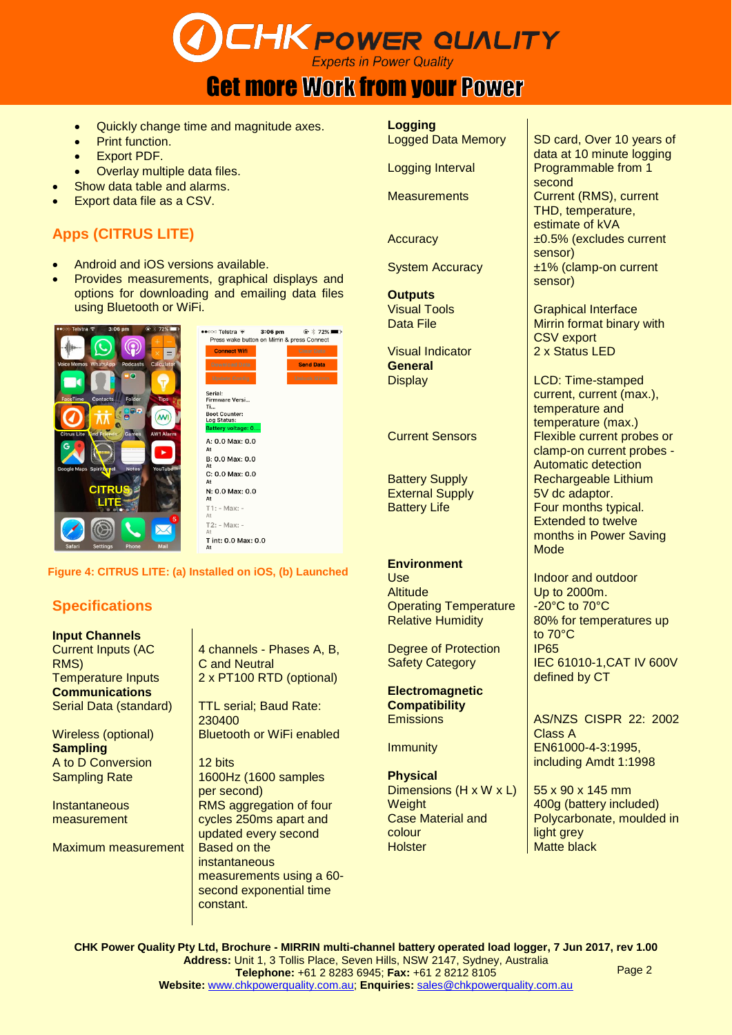- Quickly change time and magnitude axes.
- Print function.
- Export PDF.
- Overlay multiple data files.
- Show data table and alarms.
- Export data file as a CSV.

## Apps (CITRUS LITE)

- Android and iOS versions available.
- Provides measurements, graphical displays and options for downloading and emailing data files using Bluetooth or WiFi.

Figure 4: CITRUS LITE: (a) Installed on iOS, (b) Launched

## Specifications

| | |
|---|---|
| **Input Channels** | |
| Current Inputs (AC RMS) | 4 channels - Phases A, B, C and Neutral |
| Temperature Inputs | 2 x PT100 RTD (optional) |
| **Communications** | |
| Serial Data (standard) | TTL serial; Baud Rate: 230400 |
| Wireless (optional) | Bluetooth or WiFi enabled |
| **Sampling** | |
| A to D Conversion | 12 bits |
| Sampling Rate | 1600Hz (1600 samples per second) |
| Instantaneous measurement | RMS aggregation of four cycles 250ms apart and updated every second |
| Maximum measurement | Based on the instantaneous measurements using a 60-second exponential time constant. |
| **Logging** | |
| Logged Data Memory | SD card, Over 10 years of data at 10 minute logging |
| Logging Interval | Programmable from 1 second |
| Measurements | Current (RMS), current THD, temperature, estimate of kVA |
| Accuracy | ±0.5% (excludes current sensor) |
| System Accuracy | ±1% (clamp-on current sensor) |
| **Outputs** | |
| Visual Tools | Graphical Interface |
| Data File | Mirrin format binary with CSV export |
| Visual Indicator | 2 x Status LED |
| **General** | |
| Display | LCD: Time-stamped current, current (max.), temperature and temperature (max.) |
| Current Sensors | Flexible current probes or clamp-on current probes - Automatic detection |
| Battery Supply | Rechargeable Lithium |
| External Supply | 5V dc adaptor. |
| Battery Life | Four months typical. Extended to twelve months in Power Saving Mode |
| **Environment** | |
| Use | Indoor and outdoor |
| Altitude | Up to 2000m. |
| Operating Temperature | -20°C to 70°C |
| Relative Humidity | 80% for temperatures up to 70°C |
| Degree of Protection | IP65 |
| Safety Category | IEC 61010-1,CAT IV 600V defined by CT |
| **Electromagnetic Compatibility** | |
| Emissions | AS/NZS CISPR 22: 2002 Class A |
| Immunity | EN61000-4-3:1995, including Amdt 1:1998 |
| **Physical** | |
| Dimensions (H x W x L) | 55 x 90 x 145 mm |
| Weight | 400g (battery included) |
| Case Material and colour | Polycarbonate, moulded in light grey |
| Holster | Matte black |

**CHK Power Quality Pty Ltd, Brochure - MIRRIN multi-channel battery operated load logger, 7 Jun 2017, rev 1.00**
**Address:** Unit 1, 3 Tollis Place, Seven Hills, NSW 2147, Sydney, Australia
**Telephone:** +61 2 8283 6945; **Fax:** +61 2 8212 8105
**Website:** www.chkpowerquality.com.au; **Enquiries:** sales@chkpowerquality.com.au